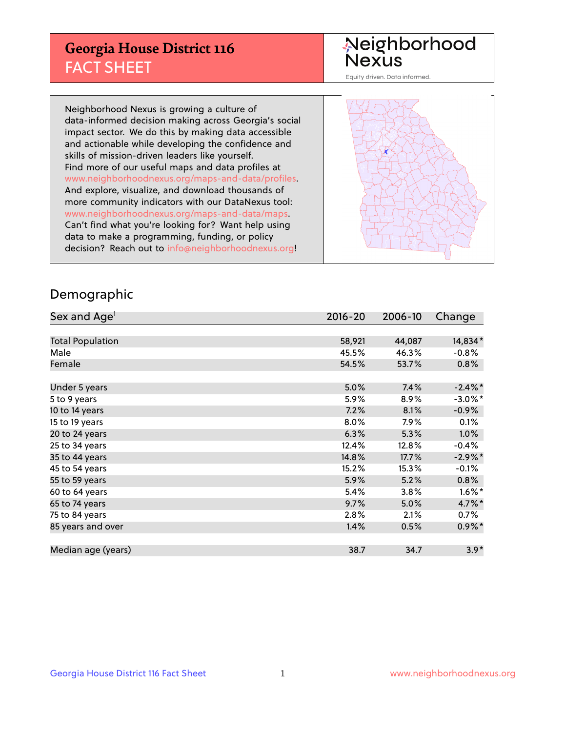# Georgia House District 116
## FACT SHEET

Neighborhood Nexus
Equity driven. Data informed.

Neighborhood Nexus is growing a culture of data-informed decision making across Georgia's social impact sector. We do this by making data accessible and actionable while developing the confidence and skills of mission-driven leaders like yourself. Find more of our useful maps and data profiles at www.neighborhoodnexus.org/maps-and-data/profiles. And explore, visualize, and download thousands of more community indicators with our DataNexus tool: www.neighborhoodnexus.org/maps-and-data/maps. Can't find what you're looking for? Want help using data to make a programming, funding, or policy decision? Reach out to info@neighborhoodnexus.org!

## Demographic

| Sex and Age[1] | 2016-20 | 2006-10 | Change |
|---|---|---|---|
| Total Population | 58,921 | 44,087 | 14,834* |
| Male | 45.5% | 46.3% | -0.8% |
| Female | 54.5% | 53.7% | 0.8% |
| | | | |
| Under 5 years | 5.0% | 7.4% | -2.4%* |
| 5 to 9 years | 5.9% | 8.9% | -3.0%* |
| 10 to 14 years | 7.2% | 8.1% | -0.9% |
| 15 to 19 years | 8.0% | 7.9% | 0.1% |
| 20 to 24 years | 6.3% | 5.3% | 1.0% |
| 25 to 34 years | 12.4% | 12.8% | -0.4% |
| 35 to 44 years | 14.8% | 17.7% | -2.9%* |
| 45 to 54 years | 15.2% | 15.3% | -0.1% |
| 55 to 59 years | 5.9% | 5.2% | 0.8% |
| 60 to 64 years | 5.4% | 3.8% | 1.6%* |
| 65 to 74 years | 9.7% | 5.0% | 4.7%* |
| 75 to 84 years | 2.8% | 2.1% | 0.7% |
| 85 years and over | 1.4% | 0.5% | 0.9%* |
| | | | |
| Median age (years) | 38.7 | 34.7 | 3.9* |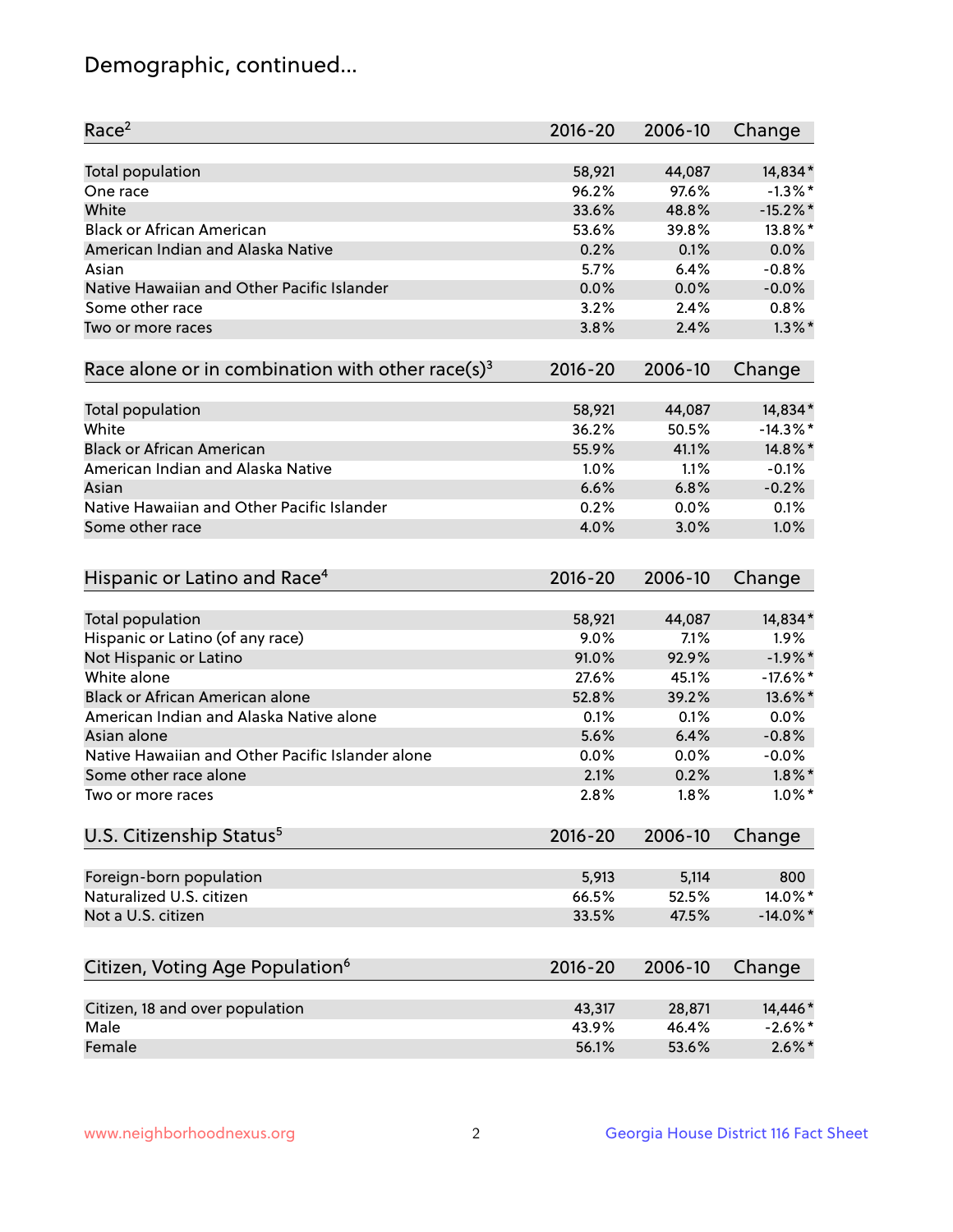# Demographic, continued...

| Race[2] | 2016-20 | 2006-10 | Change |
|---|---|---|---|
| Total population | 58,921 | 44,087 | 14,834* |
| One race | 96.2% | 97.6% | -1.3%* |
| White | 33.6% | 48.8% | -15.2%* |
| Black or African American | 53.6% | 39.8% | 13.8%* |
| American Indian and Alaska Native | 0.2% | 0.1% | 0.0% |
| Asian | 5.7% | 6.4% | -0.8% |
| Native Hawaiian and Other Pacific Islander | 0.0% | 0.0% | -0.0% |
| Some other race | 3.2% | 2.4% | 0.8% |
| Two or more races | 3.8% | 2.4% | 1.3%* |

| Race alone or in combination with other race(s)[3] | 2016-20 | 2006-10 | Change |
|---|---|---|---|
| Total population | 58,921 | 44,087 | 14,834* |
| White | 36.2% | 50.5% | -14.3%* |
| Black or African American | 55.9% | 41.1% | 14.8%* |
| American Indian and Alaska Native | 1.0% | 1.1% | -0.1% |
| Asian | 6.6% | 6.8% | -0.2% |
| Native Hawaiian and Other Pacific Islander | 0.2% | 0.0% | 0.1% |
| Some other race | 4.0% | 3.0% | 1.0% |

| Hispanic or Latino and Race[4] | 2016-20 | 2006-10 | Change |
|---|---|---|---|
| Total population | 58,921 | 44,087 | 14,834* |
| Hispanic or Latino (of any race) | 9.0% | 7.1% | 1.9% |
| Not Hispanic or Latino | 91.0% | 92.9% | -1.9%* |
| White alone | 27.6% | 45.1% | -17.6%* |
| Black or African American alone | 52.8% | 39.2% | 13.6%* |
| American Indian and Alaska Native alone | 0.1% | 0.1% | 0.0% |
| Asian alone | 5.6% | 6.4% | -0.8% |
| Native Hawaiian and Other Pacific Islander alone | 0.0% | 0.0% | -0.0% |
| Some other race alone | 2.1% | 0.2% | 1.8%* |
| Two or more races | 2.8% | 1.8% | 1.0%* |

| U.S. Citizenship Status[5] | 2016-20 | 2006-10 | Change |
|---|---|---|---|
| Foreign-born population | 5,913 | 5,114 | 800 |
| Naturalized U.S. citizen | 66.5% | 52.5% | 14.0%* |
| Not a U.S. citizen | 33.5% | 47.5% | -14.0%* |

| Citizen, Voting Age Population[6] | 2016-20 | 2006-10 | Change |
|---|---|---|---|
| Citizen, 18 and over population | 43,317 | 28,871 | 14,446* |
| Male | 43.9% | 46.4% | -2.6%* |
| Female | 56.1% | 53.6% | 2.6%* |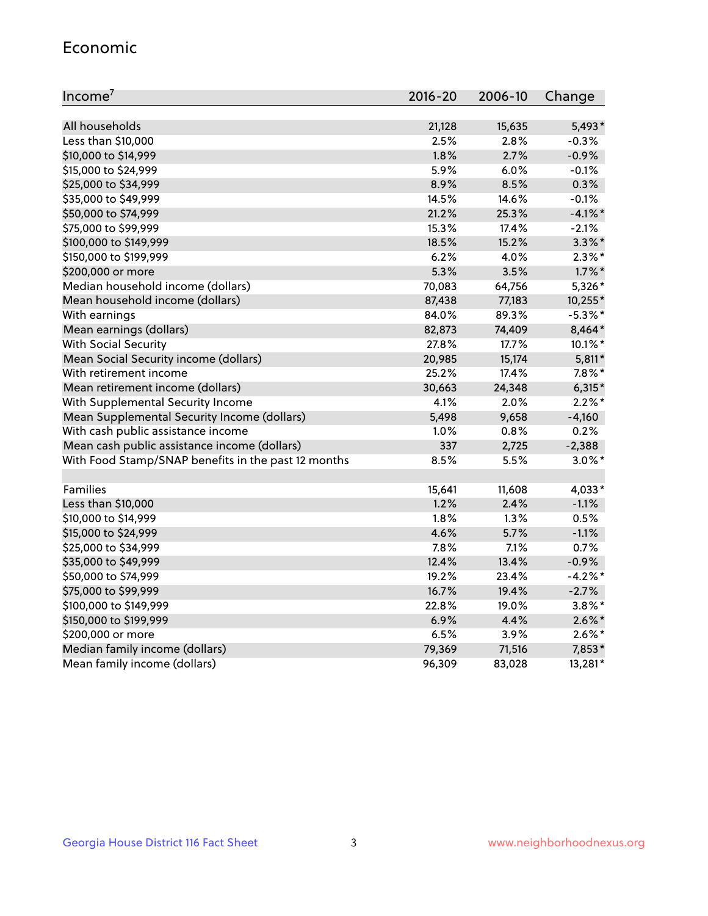## Economic

| Income[7] | 2016-20 | 2006-10 | Change |
|---|---|---|---|
| All households | 21,128 | 15,635 | 5,493* |
| Less than $10,000 | 2.5% | 2.8% | -0.3% |
| $10,000 to $14,999 | 1.8% | 2.7% | -0.9% |
| $15,000 to $24,999 | 5.9% | 6.0% | -0.1% |
| $25,000 to $34,999 | 8.9% | 8.5% | 0.3% |
| $35,000 to $49,999 | 14.5% | 14.6% | -0.1% |
| $50,000 to $74,999 | 21.2% | 25.3% | -4.1%* |
| $75,000 to $99,999 | 15.3% | 17.4% | -2.1% |
| $100,000 to $149,999 | 18.5% | 15.2% | 3.3%* |
| $150,000 to $199,999 | 6.2% | 4.0% | 2.3%* |
| $200,000 or more | 5.3% | 3.5% | 1.7%* |
| Median household income (dollars) | 70,083 | 64,756 | 5,326* |
| Mean household income (dollars) | 87,438 | 77,183 | 10,255* |
| With earnings | 84.0% | 89.3% | -5.3%* |
| Mean earnings (dollars) | 82,873 | 74,409 | 8,464* |
| With Social Security | 27.8% | 17.7% | 10.1%* |
| Mean Social Security income (dollars) | 20,985 | 15,174 | 5,811* |
| With retirement income | 25.2% | 17.4% | 7.8%* |
| Mean retirement income (dollars) | 30,663 | 24,348 | 6,315* |
| With Supplemental Security Income | 4.1% | 2.0% | 2.2%* |
| Mean Supplemental Security Income (dollars) | 5,498 | 9,658 | -4,160 |
| With cash public assistance income | 1.0% | 0.8% | 0.2% |
| Mean cash public assistance income (dollars) | 337 | 2,725 | -2,388 |
| With Food Stamp/SNAP benefits in the past 12 months | 8.5% | 5.5% | 3.0%* |
| | | | |
| Families | 15,641 | 11,608 | 4,033* |
| Less than $10,000 | 1.2% | 2.4% | -1.1% |
| $10,000 to $14,999 | 1.8% | 1.3% | 0.5% |
| $15,000 to $24,999 | 4.6% | 5.7% | -1.1% |
| $25,000 to $34,999 | 7.8% | 7.1% | 0.7% |
| $35,000 to $49,999 | 12.4% | 13.4% | -0.9% |
| $50,000 to $74,999 | 19.2% | 23.4% | -4.2%* |
| $75,000 to $99,999 | 16.7% | 19.4% | -2.7% |
| $100,000 to $149,999 | 22.8% | 19.0% | 3.8%* |
| $150,000 to $199,999 | 6.9% | 4.4% | 2.6%* |
| $200,000 or more | 6.5% | 3.9% | 2.6%* |
| Median family income (dollars) | 79,369 | 71,516 | 7,853* |
| Mean family income (dollars) | 96,309 | 83,028 | 13,281* |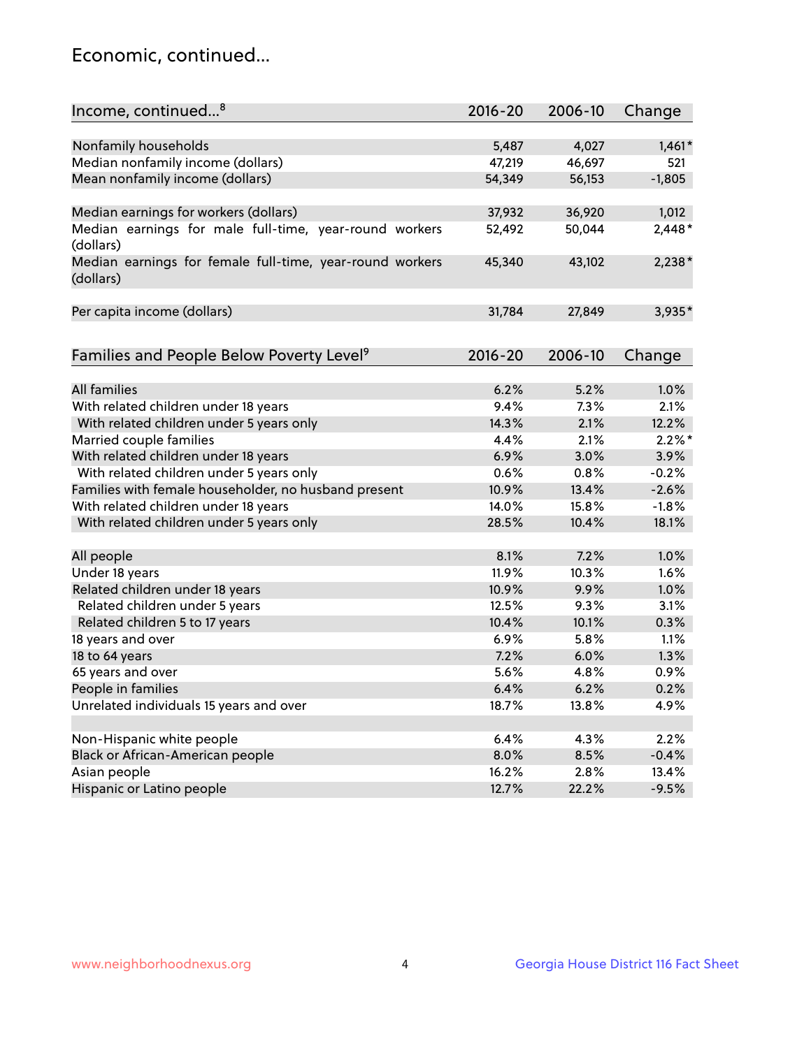## Economic, continued...

| Income, continued...[8] | 2016-20 | 2006-10 | Change |
|---|---|---|---|
| Nonfamily households | 5,487 | 4,027 | 1,461* |
| Median nonfamily income (dollars) | 47,219 | 46,697 | 521 |
| Mean nonfamily income (dollars) | 54,349 | 56,153 | -1,805 |
| | | | |
| Median earnings for workers (dollars) | 37,932 | 36,920 | 1,012 |
| Median earnings for male full-time, year-round workers (dollars) | 52,492 | 50,044 | 2,448* |
| Median earnings for female full-time, year-round workers (dollars) | 45,340 | 43,102 | 2,238* |
| | | | |
| Per capita income (dollars) | 31,784 | 27,849 | 3,935* |

| Families and People Below Poverty Level[9] | 2016-20 | 2006-10 | Change |
|---|---|---|---|
| All families | 6.2% | 5.2% | 1.0% |
| With related children under 18 years | 9.4% | 7.3% | 2.1% |
| With related children under 5 years only | 14.3% | 2.1% | 12.2% |
| Married couple families | 4.4% | 2.1% | 2.2%* |
| With related children under 18 years | 6.9% | 3.0% | 3.9% |
| With related children under 5 years only | 0.6% | 0.8% | -0.2% |
| Families with female householder, no husband present | 10.9% | 13.4% | -2.6% |
| With related children under 18 years | 14.0% | 15.8% | -1.8% |
| With related children under 5 years only | 28.5% | 10.4% | 18.1% |
| | | | |
| All people | 8.1% | 7.2% | 1.0% |
| Under 18 years | 11.9% | 10.3% | 1.6% |
| Related children under 18 years | 10.9% | 9.9% | 1.0% |
| Related children under 5 years | 12.5% | 9.3% | 3.1% |
| Related children 5 to 17 years | 10.4% | 10.1% | 0.3% |
| 18 years and over | 6.9% | 5.8% | 1.1% |
| 18 to 64 years | 7.2% | 6.0% | 1.3% |
| 65 years and over | 5.6% | 4.8% | 0.9% |
| People in families | 6.4% | 6.2% | 0.2% |
| Unrelated individuals 15 years and over | 18.7% | 13.8% | 4.9% |
| | | | |
| Non-Hispanic white people | 6.4% | 4.3% | 2.2% |
| Black or African-American people | 8.0% | 8.5% | -0.4% |
| Asian people | 16.2% | 2.8% | 13.4% |
| Hispanic or Latino people | 12.7% | 22.2% | -9.5% |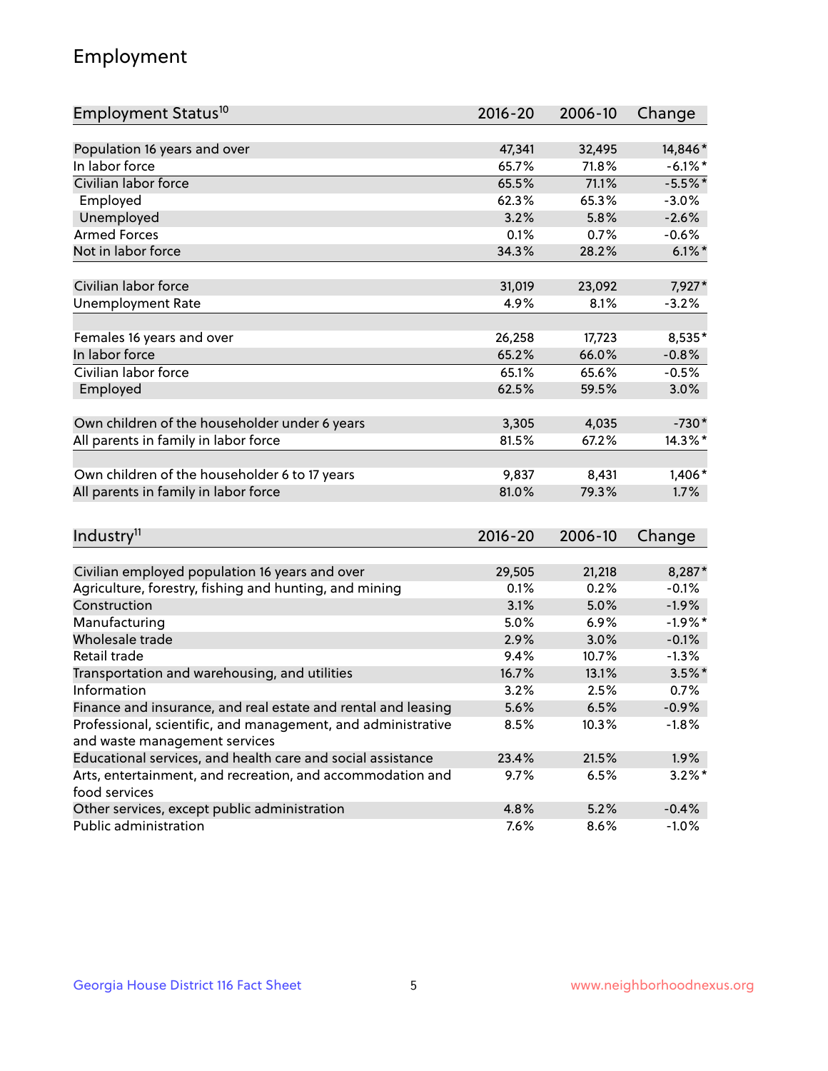## Employment

| Employment Status[10] | 2016-20 | 2006-10 | Change |
|---|---|---|---|
| Population 16 years and over | 47,341 | 32,495 | 14,846* |
| In labor force | 65.7% | 71.8% | -6.1%* |
| Civilian labor force | 65.5% | 71.1% | -5.5%* |
| Employed | 62.3% | 65.3% | -3.0% |
| Unemployed | 3.2% | 5.8% | -2.6% |
| Armed Forces | 0.1% | 0.7% | -0.6% |
| Not in labor force | 34.3% | 28.2% | 6.1%* |
| | | | |
| Civilian labor force | 31,019 | 23,092 | 7,927* |
| Unemployment Rate | 4.9% | 8.1% | -3.2% |
| | | | |
| Females 16 years and over | 26,258 | 17,723 | 8,535* |
| In labor force | 65.2% | 66.0% | -0.8% |
| Civilian labor force | 65.1% | 65.6% | -0.5% |
| Employed | 62.5% | 59.5% | 3.0% |
| | | | |
| Own children of the householder under 6 years | 3,305 | 4,035 | -730* |
| All parents in family in labor force | 81.5% | 67.2% | 14.3%* |
| | | | |
| Own children of the householder 6 to 17 years | 9,837 | 8,431 | 1,406* |
| All parents in family in labor force | 81.0% | 79.3% | 1.7% |

| Industry[11] | 2016-20 | 2006-10 | Change |
|---|---|---|---|
| Civilian employed population 16 years and over | 29,505 | 21,218 | 8,287* |
| Agriculture, forestry, fishing and hunting, and mining | 0.1% | 0.2% | -0.1% |
| Construction | 3.1% | 5.0% | -1.9% |
| Manufacturing | 5.0% | 6.9% | -1.9%* |
| Wholesale trade | 2.9% | 3.0% | -0.1% |
| Retail trade | 9.4% | 10.7% | -1.3% |
| Transportation and warehousing, and utilities | 16.7% | 13.1% | 3.5%* |
| Information | 3.2% | 2.5% | 0.7% |
| Finance and insurance, and real estate and rental and leasing | 5.6% | 6.5% | -0.9% |
| Professional, scientific, and management, and administrative and waste management services | 8.5% | 10.3% | -1.8% |
| Educational services, and health care and social assistance | 23.4% | 21.5% | 1.9% |
| Arts, entertainment, and recreation, and accommodation and food services | 9.7% | 6.5% | 3.2%* |
| Other services, except public administration | 4.8% | 5.2% | -0.4% |
| Public administration | 7.6% | 8.6% | -1.0% |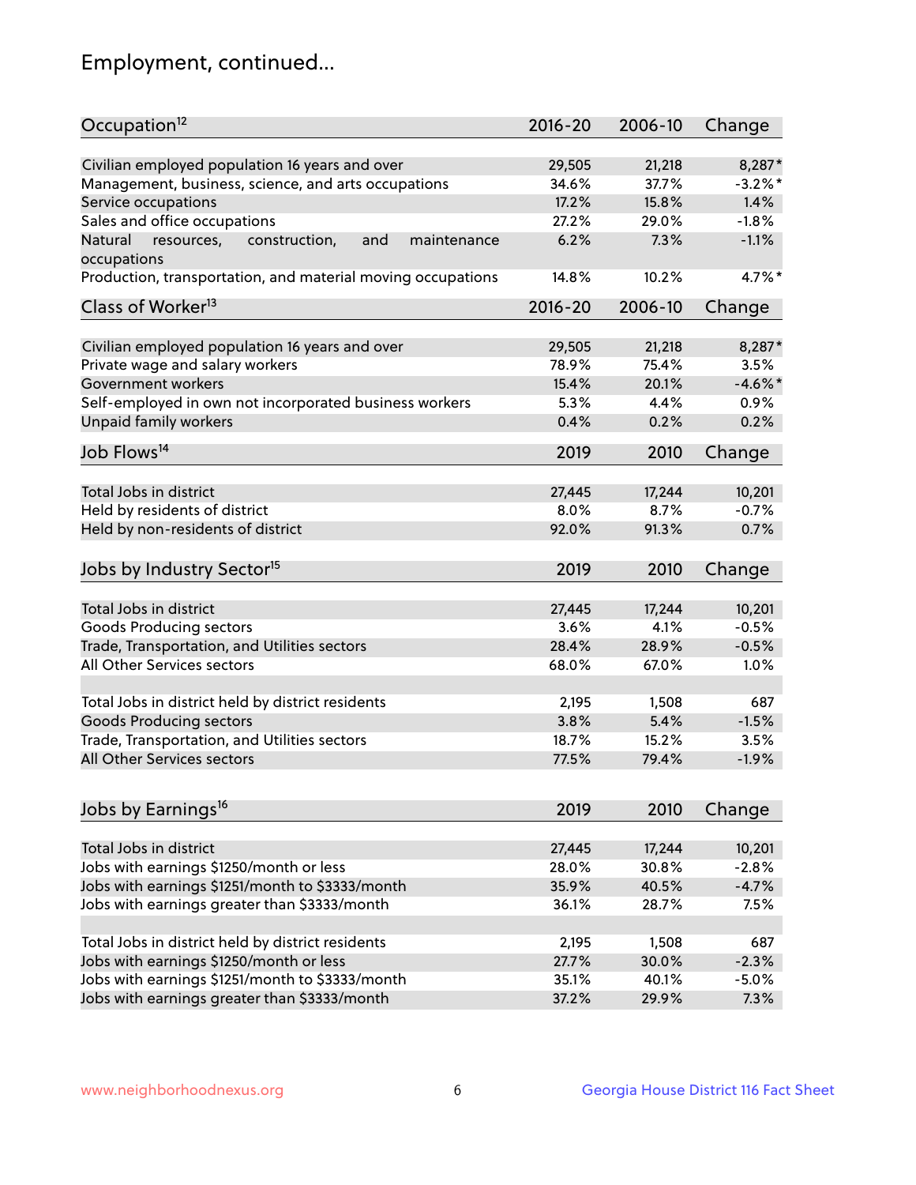## Employment, continued...

| Occupation[12] | 2016-20 | 2006-10 | Change |
|---|---|---|---|
| Civilian employed population 16 years and over | 29,505 | 21,218 | 8,287* |
| Management, business, science, and arts occupations | 34.6% | 37.7% | -3.2%* |
| Service occupations | 17.2% | 15.8% | 1.4% |
| Sales and office occupations | 27.2% | 29.0% | -1.8% |
| Natural resources, construction, and maintenance occupations | 6.2% | 7.3% | -1.1% |
| Production, transportation, and material moving occupations | 14.8% | 10.2% | 4.7%* |

| Class of Worker[13] | 2016-20 | 2006-10 | Change |
|---|---|---|---|
| Civilian employed population 16 years and over | 29,505 | 21,218 | 8,287* |
| Private wage and salary workers | 78.9% | 75.4% | 3.5% |
| Government workers | 15.4% | 20.1% | -4.6%* |
| Self-employed in own not incorporated business workers | 5.3% | 4.4% | 0.9% |
| Unpaid family workers | 0.4% | 0.2% | 0.2% |

| Job Flows[14] | 2019 | 2010 | Change |
|---|---|---|---|
| Total Jobs in district | 27,445 | 17,244 | 10,201 |
| Held by residents of district | 8.0% | 8.7% | -0.7% |
| Held by non-residents of district | 92.0% | 91.3% | 0.7% |

| Jobs by Industry Sector[15] | 2019 | 2010 | Change |
|---|---|---|---|
| Total Jobs in district | 27,445 | 17,244 | 10,201 |
| Goods Producing sectors | 3.6% | 4.1% | -0.5% |
| Trade, Transportation, and Utilities sectors | 28.4% | 28.9% | -0.5% |
| All Other Services sectors | 68.0% | 67.0% | 1.0% |
| | | | |
| Total Jobs in district held by district residents | 2,195 | 1,508 | 687 |
| Goods Producing sectors | 3.8% | 5.4% | -1.5% |
| Trade, Transportation, and Utilities sectors | 18.7% | 15.2% | 3.5% |
| All Other Services sectors | 77.5% | 79.4% | -1.9% |

| Jobs by Earnings[16] | 2019 | 2010 | Change |
|---|---|---|---|
| Total Jobs in district | 27,445 | 17,244 | 10,201 |
| Jobs with earnings $1250/month or less | 28.0% | 30.8% | -2.8% |
| Jobs with earnings $1251/month to $3333/month | 35.9% | 40.5% | -4.7% |
| Jobs with earnings greater than $3333/month | 36.1% | 28.7% | 7.5% |
| | | | |
| Total Jobs in district held by district residents | 2,195 | 1,508 | 687 |
| Jobs with earnings $1250/month or less | 27.7% | 30.0% | -2.3% |
| Jobs with earnings $1251/month to $3333/month | 35.1% | 40.1% | -5.0% |
| Jobs with earnings greater than $3333/month | 37.2% | 29.9% | 7.3% |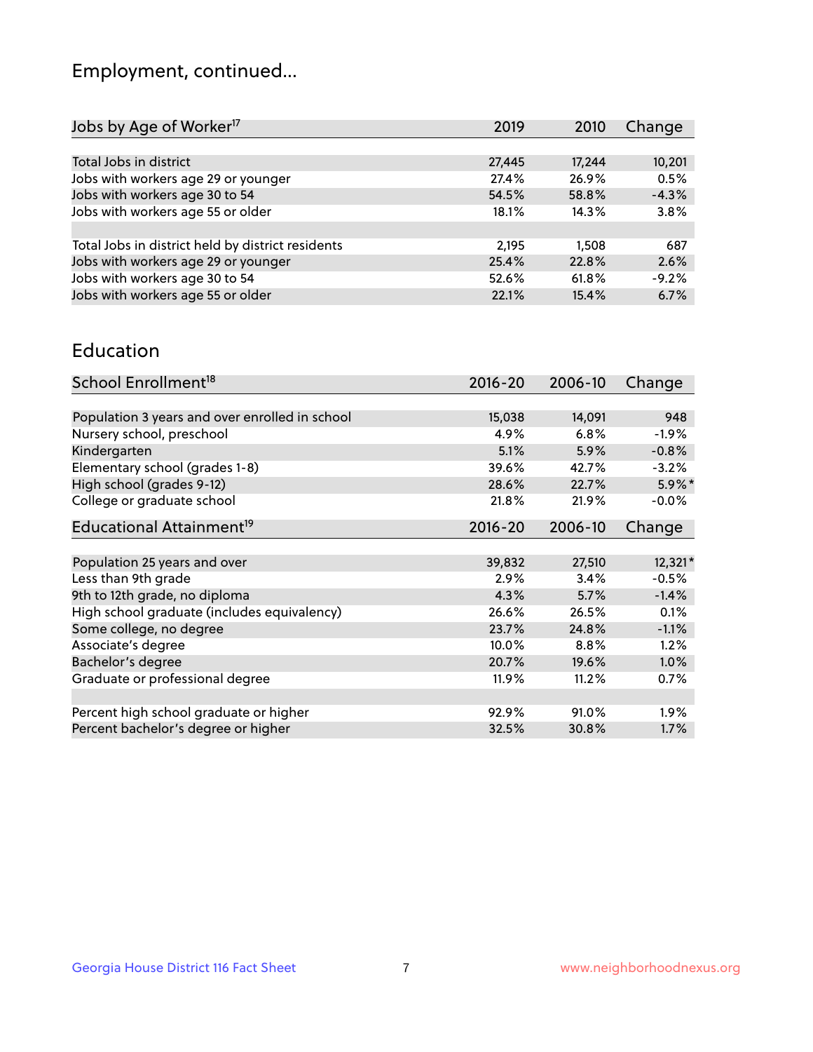## Employment, continued...

| Jobs by Age of Worker[17] | 2019 | 2010 | Change |
|---|---|---|---|
| Total Jobs in district | 27,445 | 17,244 | 10,201 |
| Jobs with workers age 29 or younger | 27.4% | 26.9% | 0.5% |
| Jobs with workers age 30 to 54 | 54.5% | 58.8% | -4.3% |
| Jobs with workers age 55 or older | 18.1% | 14.3% | 3.8% |
| | | | |
| Total Jobs in district held by district residents | 2,195 | 1,508 | 687 |
| Jobs with workers age 29 or younger | 25.4% | 22.8% | 2.6% |
| Jobs with workers age 30 to 54 | 52.6% | 61.8% | -9.2% |
| Jobs with workers age 55 or older | 22.1% | 15.4% | 6.7% |

## Education

| School Enrollment[18] | 2016-20 | 2006-10 | Change |
|---|---|---|---|
| Population 3 years and over enrolled in school | 15,038 | 14,091 | 948 |
| Nursery school, preschool | 4.9% | 6.8% | -1.9% |
| Kindergarten | 5.1% | 5.9% | -0.8% |
| Elementary school (grades 1-8) | 39.6% | 42.7% | -3.2% |
| High school (grades 9-12) | 28.6% | 22.7% | 5.9%* |
| College or graduate school | 21.8% | 21.9% | -0.0% |

| Educational Attainment[19] | 2016-20 | 2006-10 | Change |
|---|---|---|---|
| Population 25 years and over | 39,832 | 27,510 | 12,321* |
| Less than 9th grade | 2.9% | 3.4% | -0.5% |
| 9th to 12th grade, no diploma | 4.3% | 5.7% | -1.4% |
| High school graduate (includes equivalency) | 26.6% | 26.5% | 0.1% |
| Some college, no degree | 23.7% | 24.8% | -1.1% |
| Associate's degree | 10.0% | 8.8% | 1.2% |
| Bachelor's degree | 20.7% | 19.6% | 1.0% |
| Graduate or professional degree | 11.9% | 11.2% | 0.7% |
| | | | |
| Percent high school graduate or higher | 92.9% | 91.0% | 1.9% |
| Percent bachelor's degree or higher | 32.5% | 30.8% | 1.7% |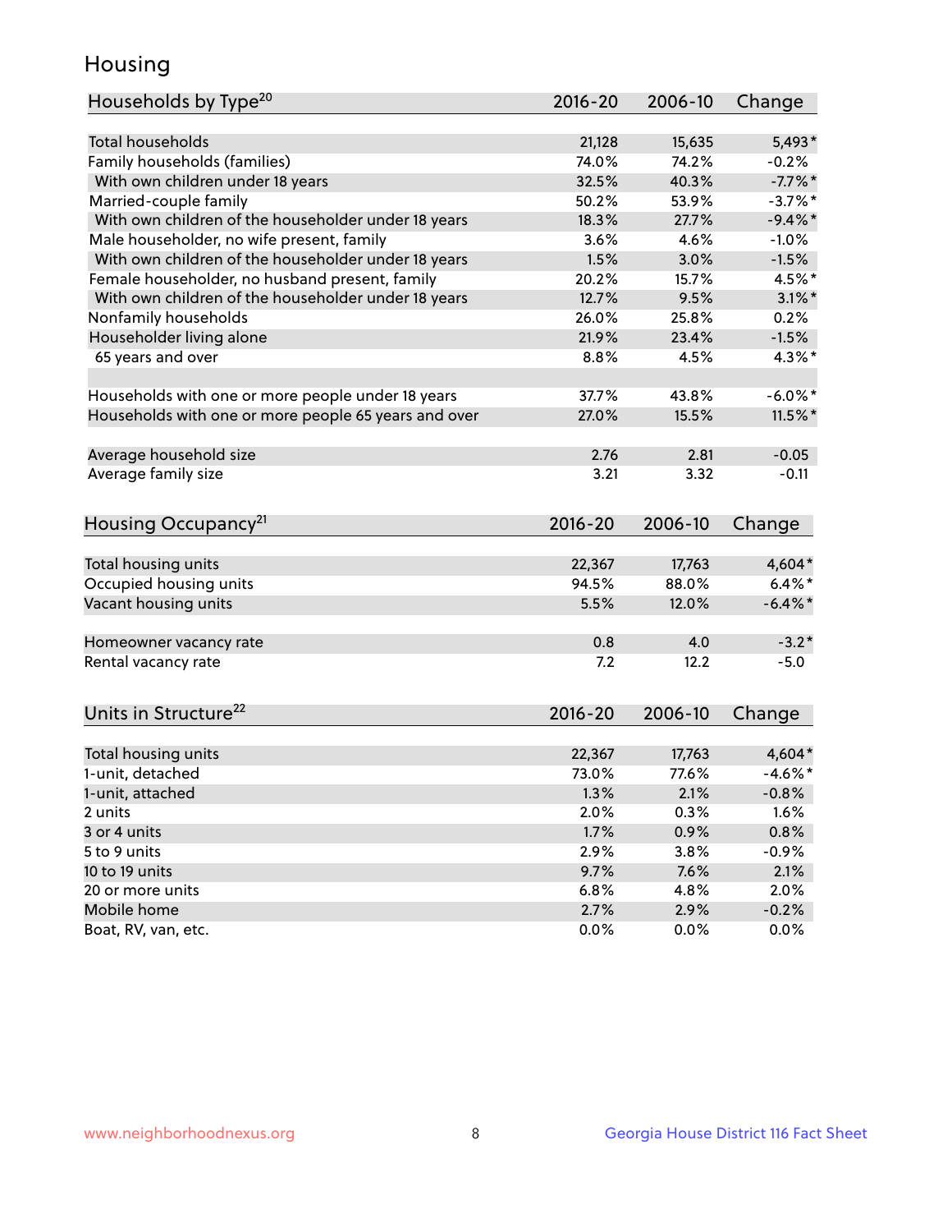## Housing

| Households by Type[20] | 2016-20 | 2006-10 | Change |
|---|---|---|---|
| Total households | 21,128 | 15,635 | 5,493* |
| Family households (families) | 74.0% | 74.2% | -0.2% |
| With own children under 18 years | 32.5% | 40.3% | -7.7%* |
| Married-couple family | 50.2% | 53.9% | -3.7%* |
| With own children of the householder under 18 years | 18.3% | 27.7% | -9.4%* |
| Male householder, no wife present, family | 3.6% | 4.6% | -1.0% |
| With own children of the householder under 18 years | 1.5% | 3.0% | -1.5% |
| Female householder, no husband present, family | 20.2% | 15.7% | 4.5%* |
| With own children of the householder under 18 years | 12.7% | 9.5% | 3.1%* |
| Nonfamily households | 26.0% | 25.8% | 0.2% |
| Householder living alone | 21.9% | 23.4% | -1.5% |
| 65 years and over | 8.8% | 4.5% | 4.3%* |
| | | | |
| Households with one or more people under 18 years | 37.7% | 43.8% | -6.0%* |
| Households with one or more people 65 years and over | 27.0% | 15.5% | 11.5%* |
| | | | |
| Average household size | 2.76 | 2.81 | -0.05 |
| Average family size | 3.21 | 3.32 | -0.11 |

| Housing Occupancy[21] | 2016-20 | 2006-10 | Change |
|---|---|---|---|
| Total housing units | 22,367 | 17,763 | 4,604* |
| Occupied housing units | 94.5% | 88.0% | 6.4%* |
| Vacant housing units | 5.5% | 12.0% | -6.4%* |
| | | | |
| Homeowner vacancy rate | 0.8 | 4.0 | -3.2* |
| Rental vacancy rate | 7.2 | 12.2 | -5.0 |

| Units in Structure[22] | 2016-20 | 2006-10 | Change |
|---|---|---|---|
| Total housing units | 22,367 | 17,763 | 4,604* |
| 1-unit, detached | 73.0% | 77.6% | -4.6%* |
| 1-unit, attached | 1.3% | 2.1% | -0.8% |
| 2 units | 2.0% | 0.3% | 1.6% |
| 3 or 4 units | 1.7% | 0.9% | 0.8% |
| 5 to 9 units | 2.9% | 3.8% | -0.9% |
| 10 to 19 units | 9.7% | 7.6% | 2.1% |
| 20 or more units | 6.8% | 4.8% | 2.0% |
| Mobile home | 2.7% | 2.9% | -0.2% |
| Boat, RV, van, etc. | 0.0% | 0.0% | 0.0% |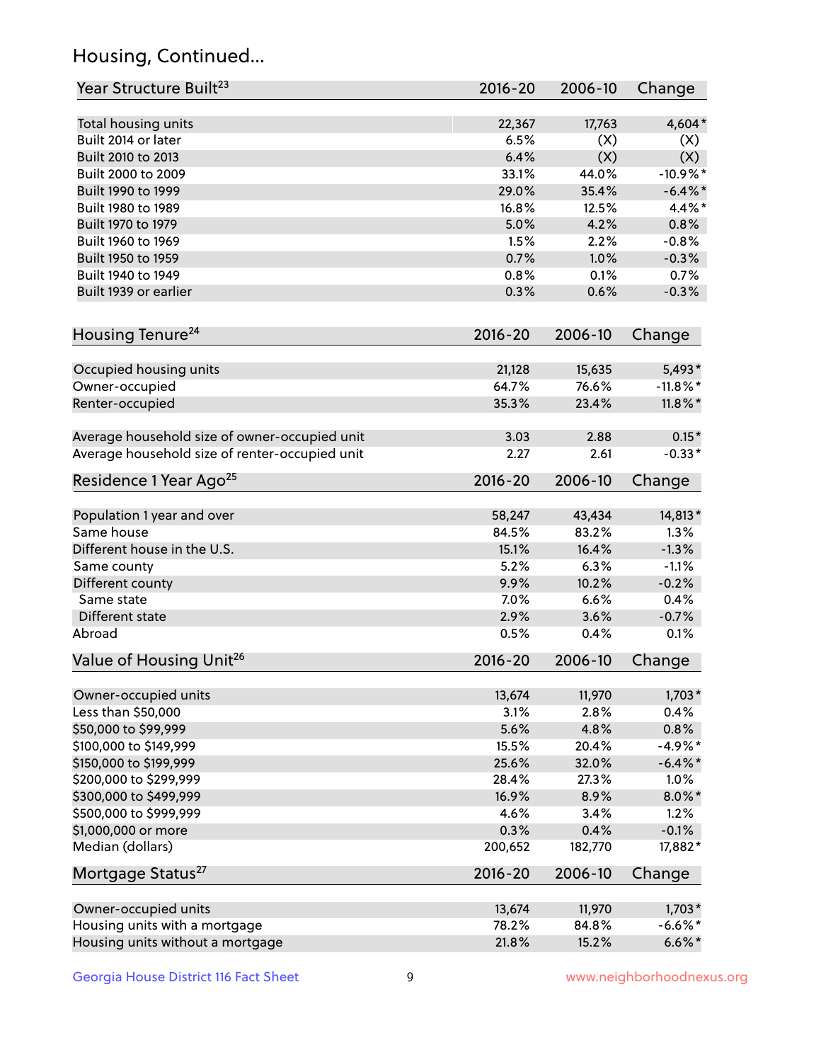# Housing, Continued...

| Year Structure Built[23] | 2016-20 | 2006-10 | Change |
|---|---|---|---|
| Total housing units | 22,367 | 17,763 | 4,604* |
| Built 2014 or later | 6.5% | (X) | (X) |
| Built 2010 to 2013 | 6.4% | (X) | (X) |
| Built 2000 to 2009 | 33.1% | 44.0% | -10.9%* |
| Built 1990 to 1999 | 29.0% | 35.4% | -6.4%* |
| Built 1980 to 1989 | 16.8% | 12.5% | 4.4%* |
| Built 1970 to 1979 | 5.0% | 4.2% | 0.8% |
| Built 1960 to 1969 | 1.5% | 2.2% | -0.8% |
| Built 1950 to 1959 | 0.7% | 1.0% | -0.3% |
| Built 1940 to 1949 | 0.8% | 0.1% | 0.7% |
| Built 1939 or earlier | 0.3% | 0.6% | -0.3% |

| Housing Tenure[24] | 2016-20 | 2006-10 | Change |
|---|---|---|---|
| Occupied housing units | 21,128 | 15,635 | 5,493* |
| Owner-occupied | 64.7% | 76.6% | -11.8%* |
| Renter-occupied | 35.3% | 23.4% | 11.8%* |
| Average household size of owner-occupied unit | 3.03 | 2.88 | 0.15* |
| Average household size of renter-occupied unit | 2.27 | 2.61 | -0.33* |

| Residence 1 Year Ago[25] | 2016-20 | 2006-10 | Change |
|---|---|---|---|
| Population 1 year and over | 58,247 | 43,434 | 14,813* |
| Same house | 84.5% | 83.2% | 1.3% |
| Different house in the U.S. | 15.1% | 16.4% | -1.3% |
| Same county | 5.2% | 6.3% | -1.1% |
| Different county | 9.9% | 10.2% | -0.2% |
| Same state | 7.0% | 6.6% | 0.4% |
| Different state | 2.9% | 3.6% | -0.7% |
| Abroad | 0.5% | 0.4% | 0.1% |

| Value of Housing Unit[26] | 2016-20 | 2006-10 | Change |
|---|---|---|---|
| Owner-occupied units | 13,674 | 11,970 | 1,703* |
| Less than $50,000 | 3.1% | 2.8% | 0.4% |
| $50,000 to $99,999 | 5.6% | 4.8% | 0.8% |
| $100,000 to $149,999 | 15.5% | 20.4% | -4.9%* |
| $150,000 to $199,999 | 25.6% | 32.0% | -6.4%* |
| $200,000 to $299,999 | 28.4% | 27.3% | 1.0% |
| $300,000 to $499,999 | 16.9% | 8.9% | 8.0%* |
| $500,000 to $999,999 | 4.6% | 3.4% | 1.2% |
| $1,000,000 or more | 0.3% | 0.4% | -0.1% |
| Median (dollars) | 200,652 | 182,770 | 17,882* |

| Mortgage Status[27] | 2016-20 | 2006-10 | Change |
|---|---|---|---|
| Owner-occupied units | 13,674 | 11,970 | 1,703* |
| Housing units with a mortgage | 78.2% | 84.8% | -6.6%* |
| Housing units without a mortgage | 21.8% | 15.2% | 6.6%* |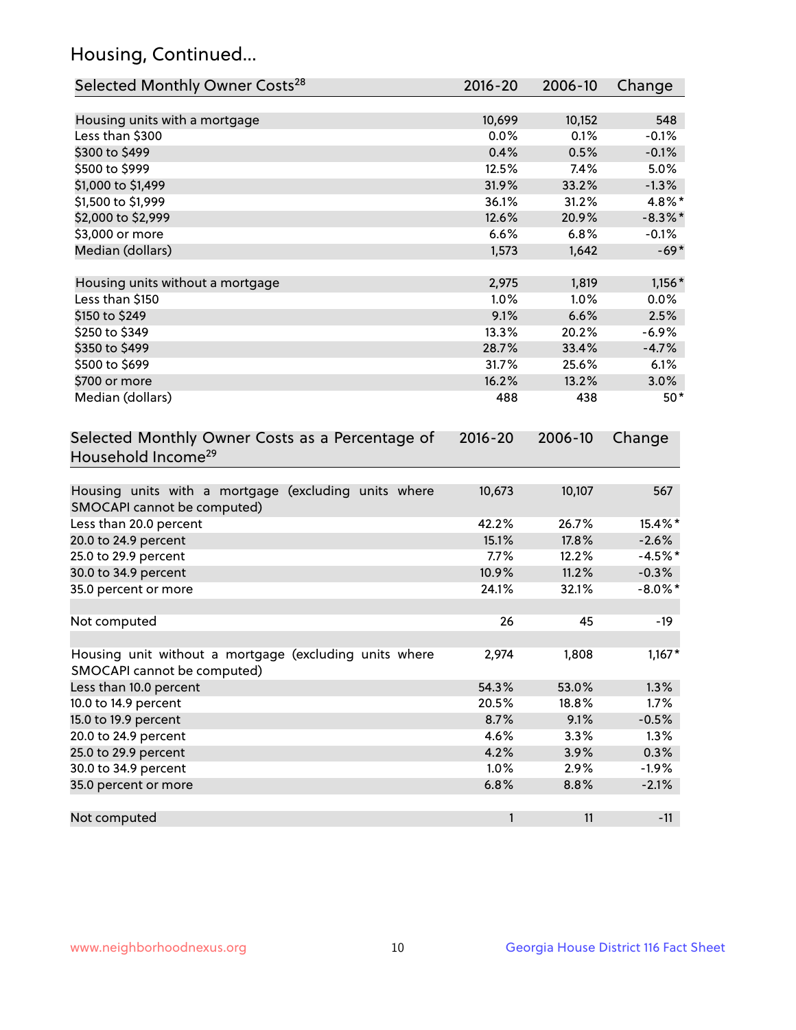## Housing, Continued...

| Selected Monthly Owner Costs[28] | 2016-20 | 2006-10 | Change |
|---|---|---|---|
| Housing units with a mortgage | 10,699 | 10,152 | 548 |
| Less than $300 | 0.0% | 0.1% | -0.1% |
| $300 to $499 | 0.4% | 0.5% | -0.1% |
| $500 to $999 | 12.5% | 7.4% | 5.0% |
| $1,000 to $1,499 | 31.9% | 33.2% | -1.3% |
| $1,500 to $1,999 | 36.1% | 31.2% | 4.8%* |
| $2,000 to $2,999 | 12.6% | 20.9% | -8.3%* |
| $3,000 or more | 6.6% | 6.8% | -0.1% |
| Median (dollars) | 1,573 | 1,642 | -69* |
| Housing units without a mortgage | 2,975 | 1,819 | 1,156* |
| Less than $150 | 1.0% | 1.0% | 0.0% |
| $150 to $249 | 9.1% | 6.6% | 2.5% |
| $250 to $349 | 13.3% | 20.2% | -6.9% |
| $350 to $499 | 28.7% | 33.4% | -4.7% |
| $500 to $699 | 31.7% | 25.6% | 6.1% |
| $700 or more | 16.2% | 13.2% | 3.0% |
| Median (dollars) | 488 | 438 | 50* |

| Selected Monthly Owner Costs as a Percentage of Household Income[29] | 2016-20 | 2006-10 | Change |
|---|---|---|---|
| Housing units with a mortgage (excluding units where SMOCAPI cannot be computed) | 10,673 | 10,107 | 567 |
| Less than 20.0 percent | 42.2% | 26.7% | 15.4%* |
| 20.0 to 24.9 percent | 15.1% | 17.8% | -2.6% |
| 25.0 to 29.9 percent | 7.7% | 12.2% | -4.5%* |
| 30.0 to 34.9 percent | 10.9% | 11.2% | -0.3% |
| 35.0 percent or more | 24.1% | 32.1% | -8.0%* |
| Not computed | 26 | 45 | -19 |
| Housing unit without a mortgage (excluding units where SMOCAPI cannot be computed) | 2,974 | 1,808 | 1,167* |
| Less than 10.0 percent | 54.3% | 53.0% | 1.3% |
| 10.0 to 14.9 percent | 20.5% | 18.8% | 1.7% |
| 15.0 to 19.9 percent | 8.7% | 9.1% | -0.5% |
| 20.0 to 24.9 percent | 4.6% | 3.3% | 1.3% |
| 25.0 to 29.9 percent | 4.2% | 3.9% | 0.3% |
| 30.0 to 34.9 percent | 1.0% | 2.9% | -1.9% |
| 35.0 percent or more | 6.8% | 8.8% | -2.1% |
| Not computed | 1 | 11 | -11 |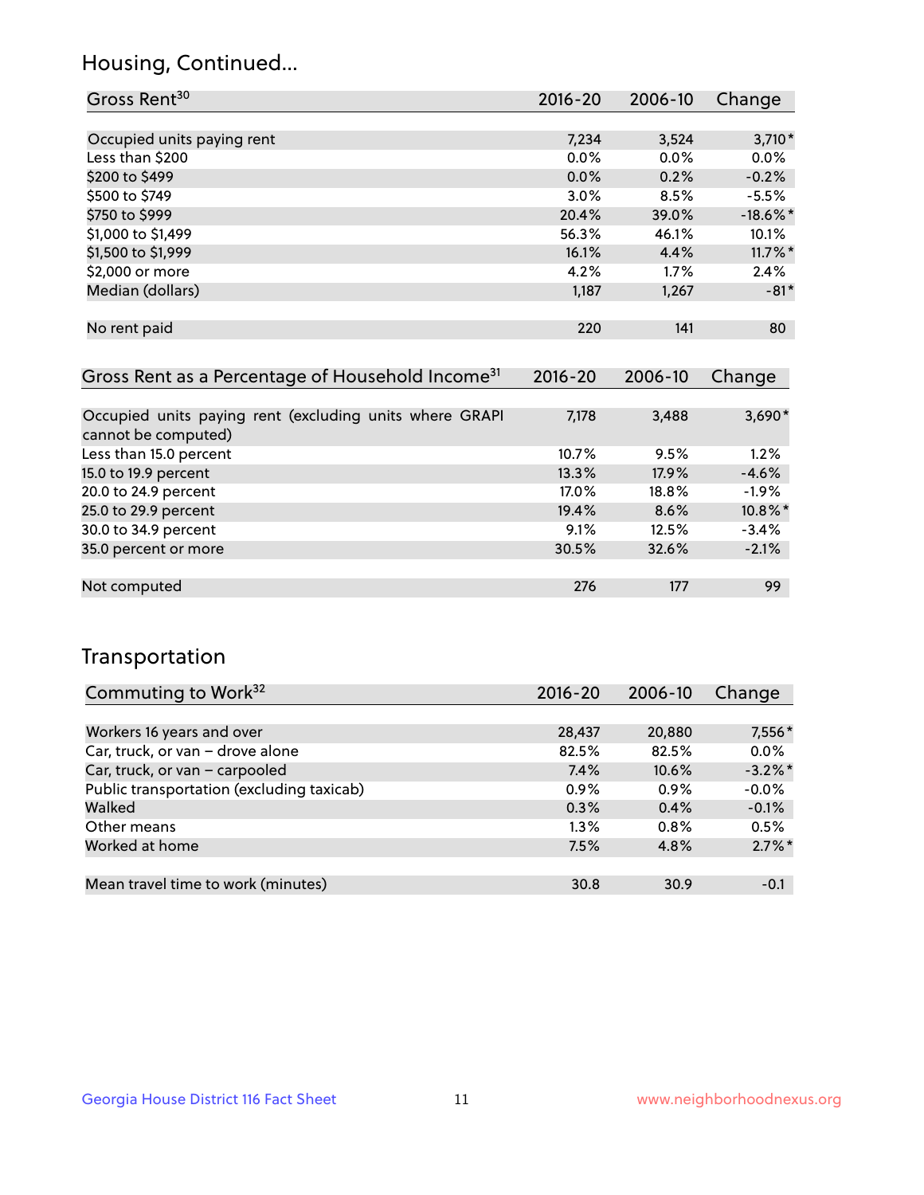## Housing, Continued...

| Gross Rent[30] | 2016-20 | 2006-10 | Change |
|---|---|---|---|
| Occupied units paying rent | 7,234 | 3,524 | 3,710* |
| Less than $200 | 0.0% | 0.0% | 0.0% |
| $200 to $499 | 0.0% | 0.2% | -0.2% |
| $500 to $749 | 3.0% | 8.5% | -5.5% |
| $750 to $999 | 20.4% | 39.0% | -18.6%* |
| $1,000 to $1,499 | 56.3% | 46.1% | 10.1% |
| $1,500 to $1,999 | 16.1% | 4.4% | 11.7%* |
| $2,000 or more | 4.2% | 1.7% | 2.4% |
| Median (dollars) | 1,187 | 1,267 | -81* |
| No rent paid | 220 | 141 | 80 |

| Gross Rent as a Percentage of Household Income[31] | 2016-20 | 2006-10 | Change |
|---|---|---|---|
| Occupied units paying rent (excluding units where GRAPI cannot be computed) | 7,178 | 3,488 | 3,690* |
| Less than 15.0 percent | 10.7% | 9.5% | 1.2% |
| 15.0 to 19.9 percent | 13.3% | 17.9% | -4.6% |
| 20.0 to 24.9 percent | 17.0% | 18.8% | -1.9% |
| 25.0 to 29.9 percent | 19.4% | 8.6% | 10.8%* |
| 30.0 to 34.9 percent | 9.1% | 12.5% | -3.4% |
| 35.0 percent or more | 30.5% | 32.6% | -2.1% |
| Not computed | 276 | 177 | 99 |

## Transportation

| Commuting to Work[32] | 2016-20 | 2006-10 | Change |
|---|---|---|---|
| Workers 16 years and over | 28,437 | 20,880 | 7,556* |
| Car, truck, or van – drove alone | 82.5% | 82.5% | 0.0% |
| Car, truck, or van – carpooled | 7.4% | 10.6% | -3.2%* |
| Public transportation (excluding taxicab) | 0.9% | 0.9% | -0.0% |
| Walked | 0.3% | 0.4% | -0.1% |
| Other means | 1.3% | 0.8% | 0.5% |
| Worked at home | 7.5% | 4.8% | 2.7%* |
| Mean travel time to work (minutes) | 30.8 | 30.9 | -0.1 |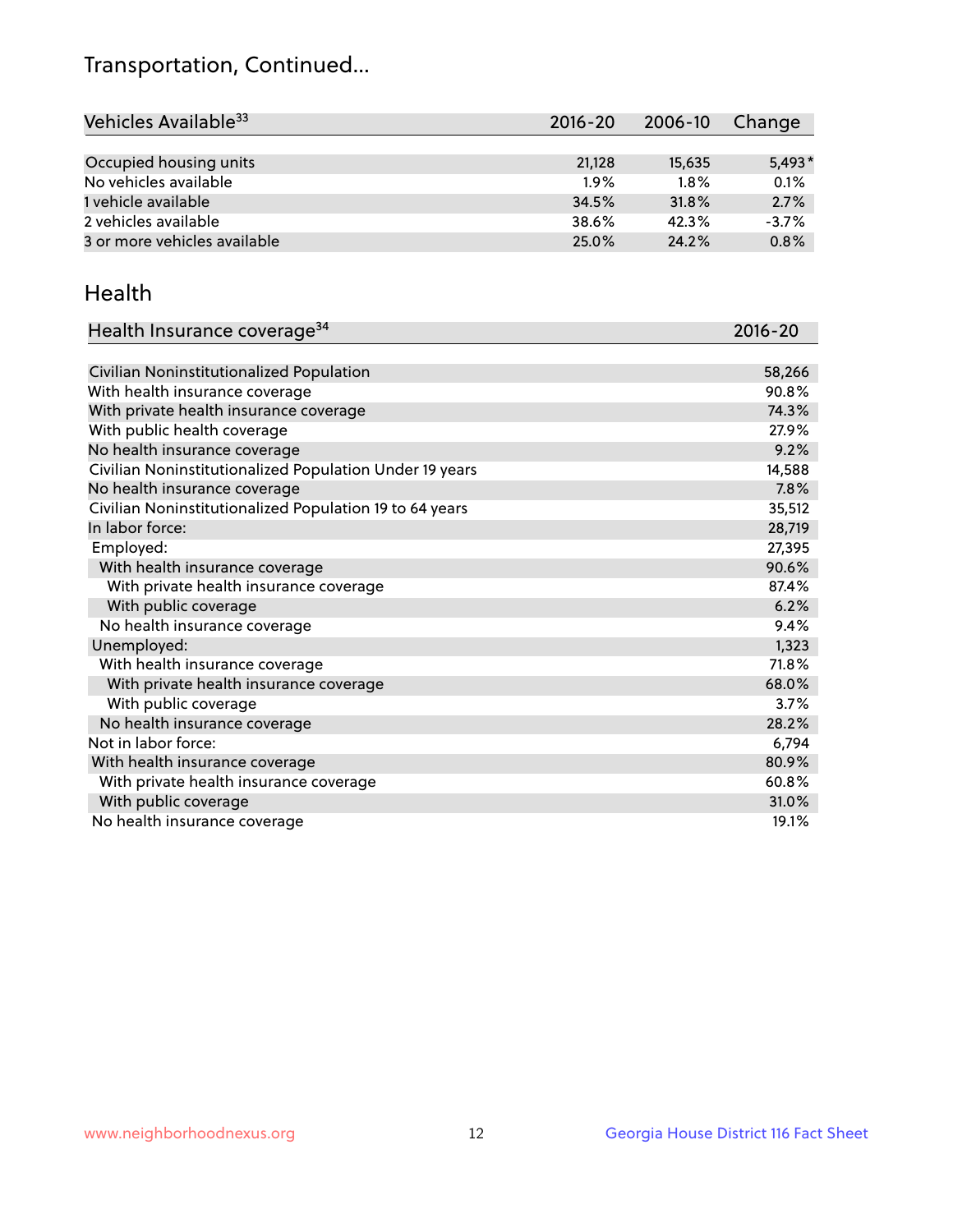## Transportation, Continued...

| Vehicles Available[33] | 2016-20 | 2006-10 | Change |
|---|---|---|---|
| Occupied housing units | 21,128 | 15,635 | 5,493* |
| No vehicles available | 1.9% | 1.8% | 0.1% |
| 1 vehicle available | 34.5% | 31.8% | 2.7% |
| 2 vehicles available | 38.6% | 42.3% | -3.7% |
| 3 or more vehicles available | 25.0% | 24.2% | 0.8% |

## Health

| Health Insurance coverage[34] | 2016-20 |
|---|---|
| Civilian Noninstitutionalized Population | 58,266 |
| With health insurance coverage | 90.8% |
| With private health insurance coverage | 74.3% |
| With public health coverage | 27.9% |
| No health insurance coverage | 9.2% |
| Civilian Noninstitutionalized Population Under 19 years | 14,588 |
| No health insurance coverage | 7.8% |
| Civilian Noninstitutionalized Population 19 to 64 years | 35,512 |
| In labor force: | 28,719 |
| Employed: | 27,395 |
| With health insurance coverage | 90.6% |
| With private health insurance coverage | 87.4% |
| With public coverage | 6.2% |
| No health insurance coverage | 9.4% |
| Unemployed: | 1,323 |
| With health insurance coverage | 71.8% |
| With private health insurance coverage | 68.0% |
| With public coverage | 3.7% |
| No health insurance coverage | 28.2% |
| Not in labor force: | 6,794 |
| With health insurance coverage | 80.9% |
| With private health insurance coverage | 60.8% |
| With public coverage | 31.0% |
| No health insurance coverage | 19.1% |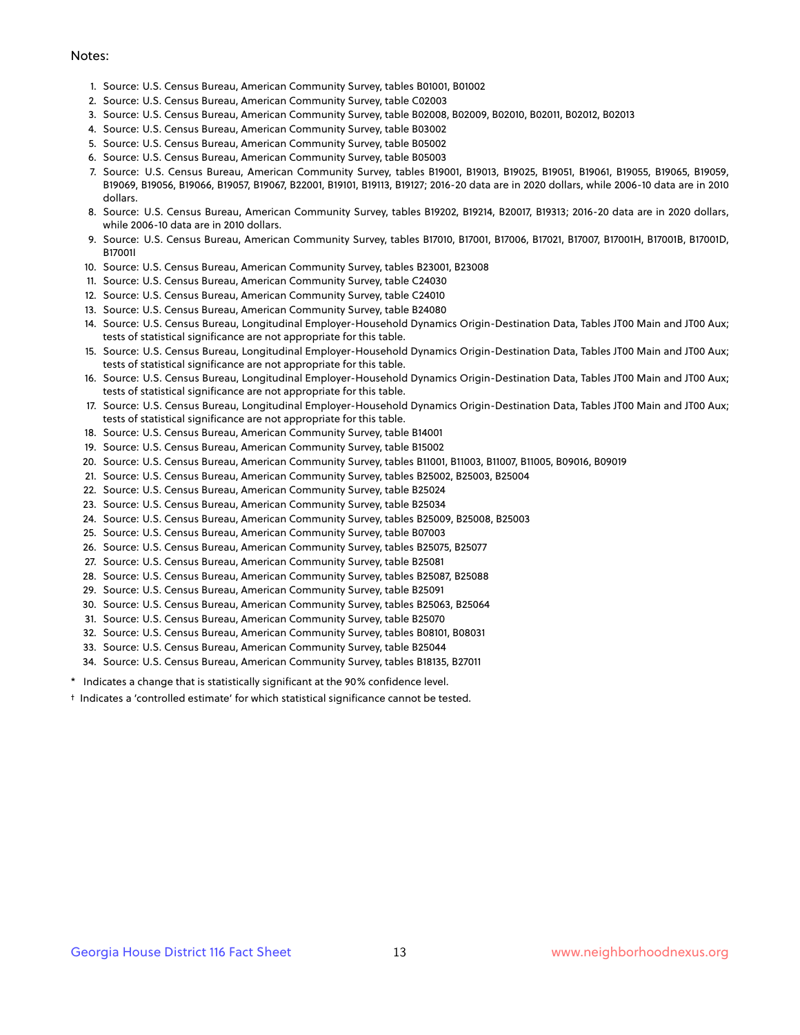Notes:

1. Source: U.S. Census Bureau, American Community Survey, tables B01001, B01002
2. Source: U.S. Census Bureau, American Community Survey, table C02003
3. Source: U.S. Census Bureau, American Community Survey, table B02008, B02009, B02010, B02011, B02012, B02013
4. Source: U.S. Census Bureau, American Community Survey, table B03002
5. Source: U.S. Census Bureau, American Community Survey, table B05002
6. Source: U.S. Census Bureau, American Community Survey, table B05003
7. Source: U.S. Census Bureau, American Community Survey, tables B19001, B19013, B19025, B19051, B19061, B19055, B19065, B19059, B19069, B19056, B19066, B19057, B19067, B22001, B19101, B19113, B19127; 2016-20 data are in 2020 dollars, while 2006-10 data are in 2010 dollars.
8. Source: U.S. Census Bureau, American Community Survey, tables B19202, B19214, B20017, B19313; 2016-20 data are in 2020 dollars, while 2006-10 data are in 2010 dollars.
9. Source: U.S. Census Bureau, American Community Survey, tables B17010, B17001, B17006, B17021, B17007, B17001H, B17001B, B17001D, B17001I
10. Source: U.S. Census Bureau, American Community Survey, tables B23001, B23008
11. Source: U.S. Census Bureau, American Community Survey, table C24030
12. Source: U.S. Census Bureau, American Community Survey, table C24010
13. Source: U.S. Census Bureau, American Community Survey, table B24080
14. Source: U.S. Census Bureau, Longitudinal Employer-Household Dynamics Origin-Destination Data, Tables JT00 Main and JT00 Aux; tests of statistical significance are not appropriate for this table.
15. Source: U.S. Census Bureau, Longitudinal Employer-Household Dynamics Origin-Destination Data, Tables JT00 Main and JT00 Aux; tests of statistical significance are not appropriate for this table.
16. Source: U.S. Census Bureau, Longitudinal Employer-Household Dynamics Origin-Destination Data, Tables JT00 Main and JT00 Aux; tests of statistical significance are not appropriate for this table.
17. Source: U.S. Census Bureau, Longitudinal Employer-Household Dynamics Origin-Destination Data, Tables JT00 Main and JT00 Aux; tests of statistical significance are not appropriate for this table.
18. Source: U.S. Census Bureau, American Community Survey, table B14001
19. Source: U.S. Census Bureau, American Community Survey, table B15002
20. Source: U.S. Census Bureau, American Community Survey, tables B11001, B11003, B11007, B11005, B09016, B09019
21. Source: U.S. Census Bureau, American Community Survey, tables B25002, B25003, B25004
22. Source: U.S. Census Bureau, American Community Survey, table B25024
23. Source: U.S. Census Bureau, American Community Survey, table B25034
24. Source: U.S. Census Bureau, American Community Survey, tables B25009, B25008, B25003
25. Source: U.S. Census Bureau, American Community Survey, table B07003
26. Source: U.S. Census Bureau, American Community Survey, tables B25075, B25077
27. Source: U.S. Census Bureau, American Community Survey, table B25081
28. Source: U.S. Census Bureau, American Community Survey, tables B25087, B25088
29. Source: U.S. Census Bureau, American Community Survey, table B25091
30. Source: U.S. Census Bureau, American Community Survey, tables B25063, B25064
31. Source: U.S. Census Bureau, American Community Survey, table B25070
32. Source: U.S. Census Bureau, American Community Survey, tables B08101, B08031
33. Source: U.S. Census Bureau, American Community Survey, table B25044
34. Source: U.S. Census Bureau, American Community Survey, tables B18135, B27011

\* Indicates a change that is statistically significant at the 90% confidence level.

† Indicates a 'controlled estimate' for which statistical significance cannot be tested.